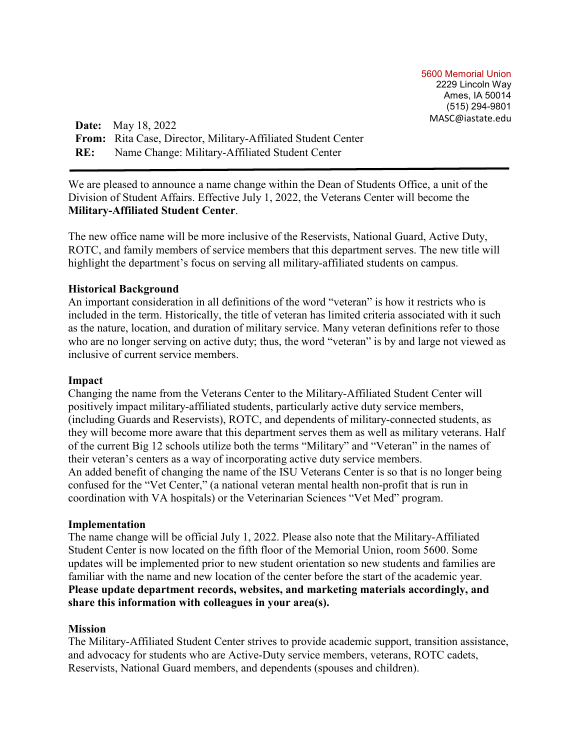5600 Memorial Union
2229 Lincoln Way
Ames, IA 50014
(515) 294-9801
MASC@iastate.edu

**Date:** May 18, 2022
**From:** Rita Case, Director, Military-Affiliated Student Center
**RE:** Name Change: Military-Affiliated Student Center

---

We are pleased to announce a name change within the Dean of Students Office, a unit of the Division of Student Affairs. Effective July 1, 2022, the Veterans Center will become the **Military-Affiliated Student Center**.

The new office name will be more inclusive of the Reservists, National Guard, Active Duty, ROTC, and family members of service members that this department serves. The new title will highlight the department's focus on serving all military-affiliated students on campus.

**Historical Background**

An important consideration in all definitions of the word "veteran" is how it restricts who is included in the term. Historically, the title of veteran has limited criteria associated with it such as the nature, location, and duration of military service. Many veteran definitions refer to those who are no longer serving on active duty; thus, the word "veteran" is by and large not viewed as inclusive of current service members.

**Impact**

Changing the name from the Veterans Center to the Military-Affiliated Student Center will positively impact military-affiliated students, particularly active duty service members, (including Guards and Reservists), ROTC, and dependents of military-connected students, as they will become more aware that this department serves them as well as military veterans. Half of the current Big 12 schools utilize both the terms "Military" and "Veteran" in the names of their veteran's centers as a way of incorporating active duty service members.
An added benefit of changing the name of the ISU Veterans Center is so that is no longer being confused for the "Vet Center," (a national veteran mental health non-profit that is run in coordination with VA hospitals) or the Veterinarian Sciences "Vet Med" program.

**Implementation**

The name change will be official July 1, 2022. Please also note that the Military-Affiliated Student Center is now located on the fifth floor of the Memorial Union, room 5600. Some updates will be implemented prior to new student orientation so new students and families are familiar with the name and new location of the center before the start of the academic year.
**Please update department records, websites, and marketing materials accordingly, and share this information with colleagues in your area(s).**

**Mission**

The Military-Affiliated Student Center strives to provide academic support, transition assistance, and advocacy for students who are Active-Duty service members, veterans, ROTC cadets, Reservists, National Guard members, and dependents (spouses and children).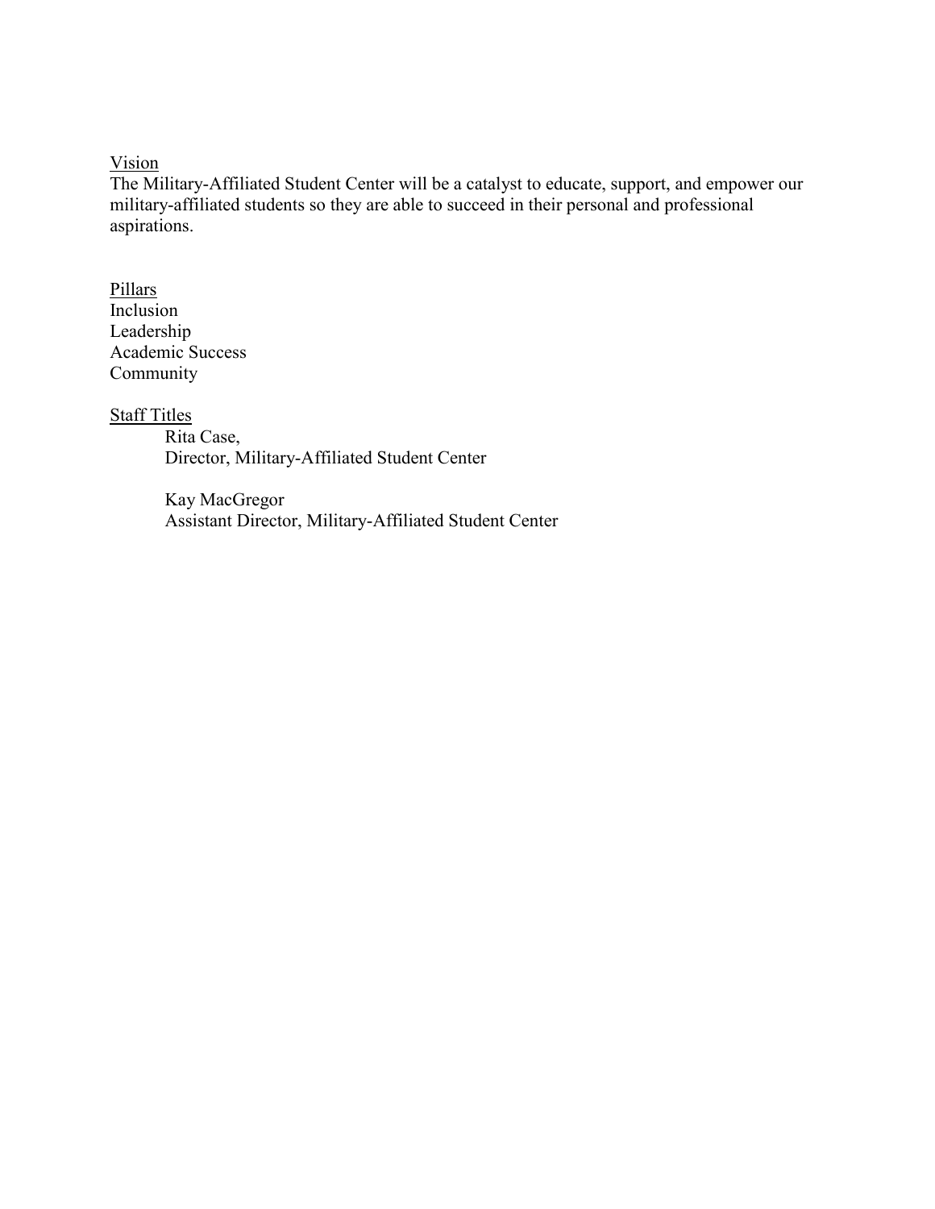<u>Vision</u>

The Military-Affiliated Student Center will be a catalyst to educate, support, and empower our military-affiliated students so they are able to succeed in their personal and professional aspirations.

<u>Pillars</u>

Inclusion
Leadership
Academic Success
Community

<u>Staff Titles</u>

Rita Case,
Director, Military-Affiliated Student Center

Kay MacGregor
Assistant Director, Military-Affiliated Student Center